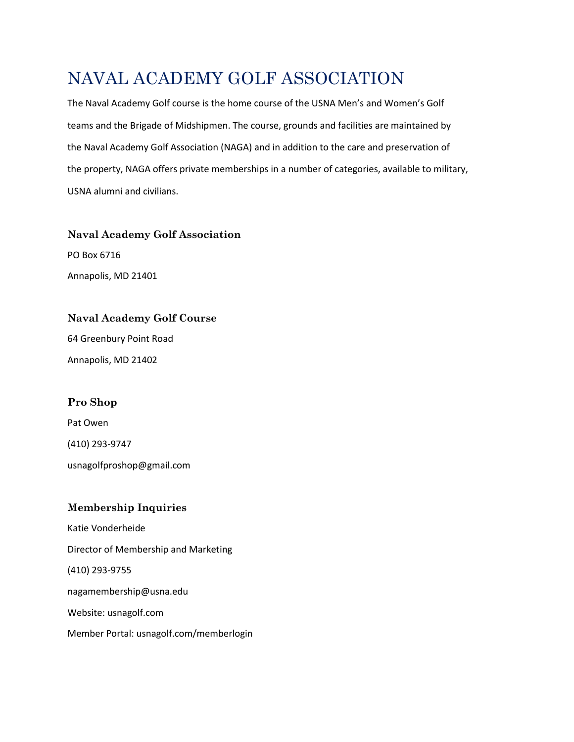# NAVAL ACADEMY GOLF ASSOCIATION

The Naval Academy Golf course is the home course of the USNA Men's and Women's Golf teams and the Brigade of Midshipmen. The course, grounds and facilities are maintained by the Naval Academy Golf Association (NAGA) and in addition to the care and preservation of the property, NAGA offers private memberships in a number of categories, available to military, USNA alumni and civilians.

### Naval Academy Golf Association

PO Box 6716

Annapolis, MD 21401

### Naval Academy Golf Course

64 Greenbury Point Road

Annapolis, MD 21402

### Pro Shop

Pat Owen

(410) 293-9747

usnagolfproshop@gmail.com

### Membership Inquiries

Katie Vonderheide

Director of Membership and Marketing

(410) 293-9755

nagamembership@usna.edu

Website: usnagolf.com

Member Portal: usnagolf.com/memberlogin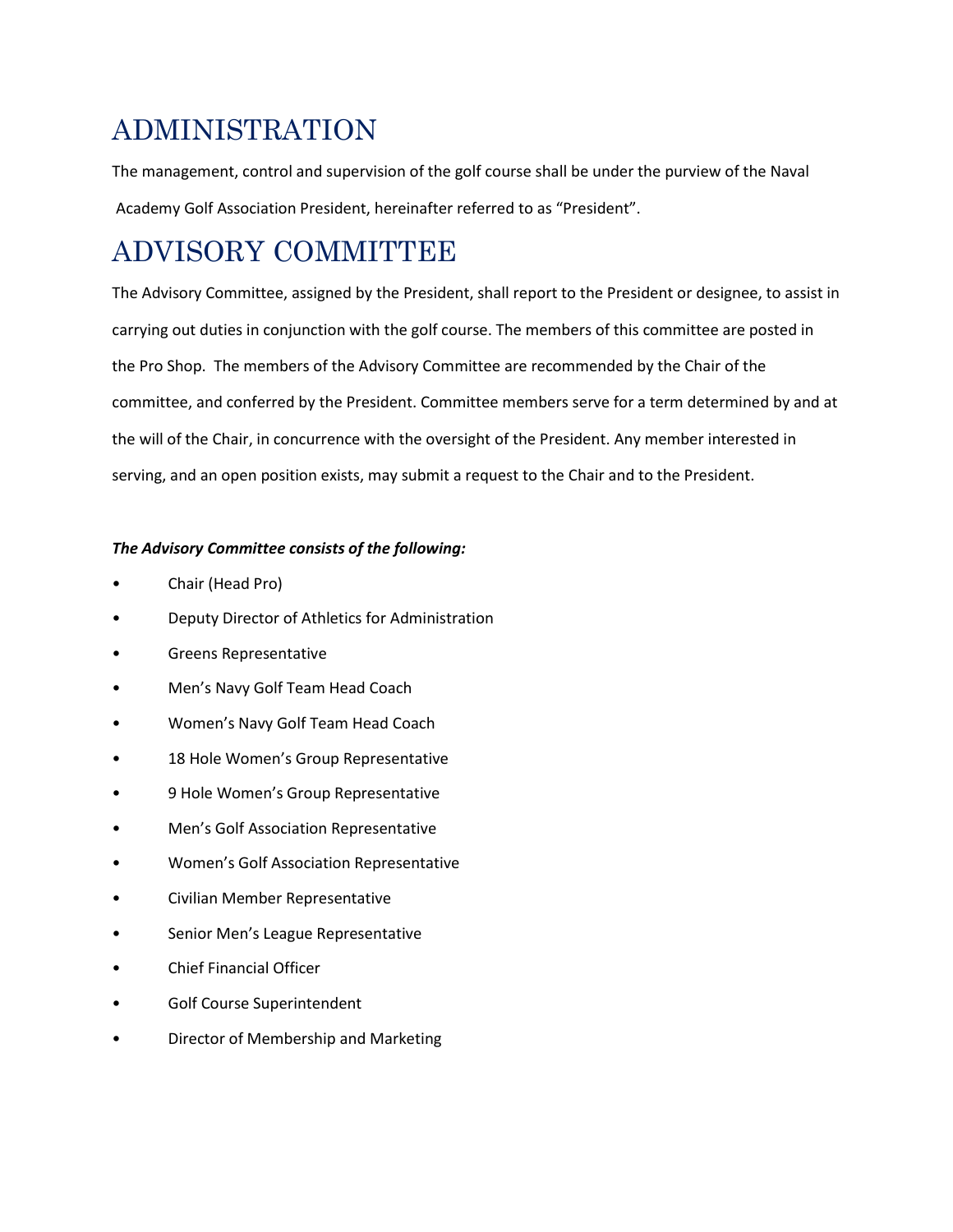# ADMINISTRATION

The management, control and supervision of the golf course shall be under the purview of the Naval Academy Golf Association President, hereinafter referred to as "President".

# ADVISORY COMMITTEE

The Advisory Committee, assigned by the President, shall report to the President or designee, to assist in carrying out duties in conjunction with the golf course. The members of this committee are posted in the Pro Shop. The members of the Advisory Committee are recommended by the Chair of the committee, and conferred by the President. Committee members serve for a term determined by and at the will of the Chair, in concurrence with the oversight of the President. Any member interested in serving, and an open position exists, may submit a request to the Chair and to the President.

***The Advisory Committee consists of the following:***

- Chair (Head Pro)
- Deputy Director of Athletics for Administration
- Greens Representative
- Men's Navy Golf Team Head Coach
- Women's Navy Golf Team Head Coach
- 18 Hole Women's Group Representative
- 9 Hole Women's Group Representative
- Men's Golf Association Representative
- Women's Golf Association Representative
- Civilian Member Representative
- Senior Men's League Representative
- Chief Financial Officer
- Golf Course Superintendent
- Director of Membership and Marketing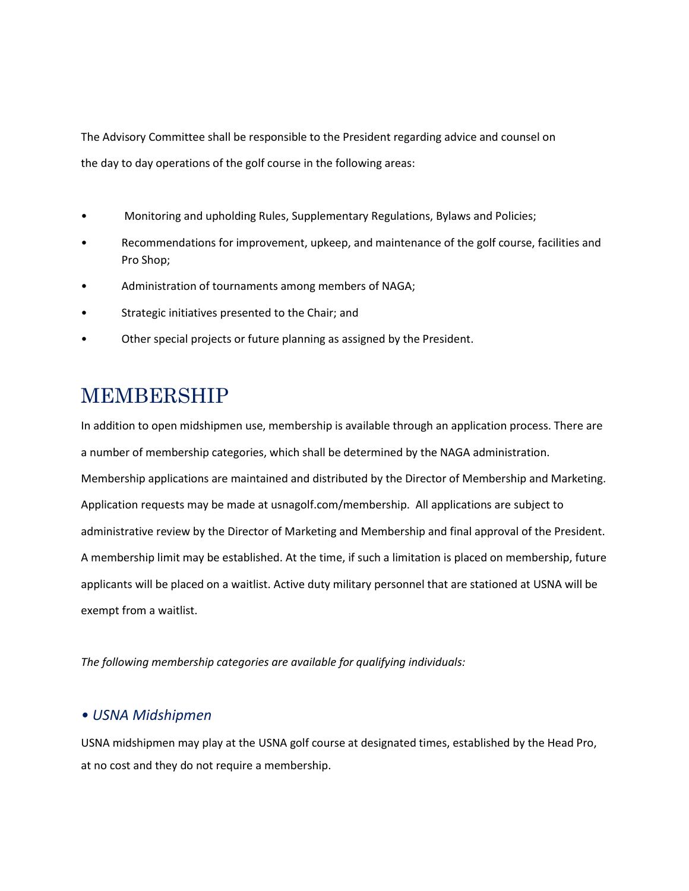The Advisory Committee shall be responsible to the President regarding advice and counsel on the day to day operations of the golf course in the following areas:

- Monitoring and upholding Rules, Supplementary Regulations, Bylaws and Policies;
- Recommendations for improvement, upkeep, and maintenance of the golf course, facilities and Pro Shop;
- Administration of tournaments among members of NAGA;
- Strategic initiatives presented to the Chair; and
- Other special projects or future planning as assigned by the President.

# MEMBERSHIP

In addition to open midshipmen use, membership is available through an application process. There are a number of membership categories, which shall be determined by the NAGA administration. Membership applications are maintained and distributed by the Director of Membership and Marketing. Application requests may be made at usnagolf.com/membership. All applications are subject to administrative review by the Director of Marketing and Membership and final approval of the President. A membership limit may be established. At the time, if such a limitation is placed on membership, future applicants will be placed on a waitlist. Active duty military personnel that are stationed at USNA will be exempt from a waitlist.

*The following membership categories are available for qualifying individuals:*

### *• USNA Midshipmen*

USNA midshipmen may play at the USNA golf course at designated times, established by the Head Pro, at no cost and they do not require a membership.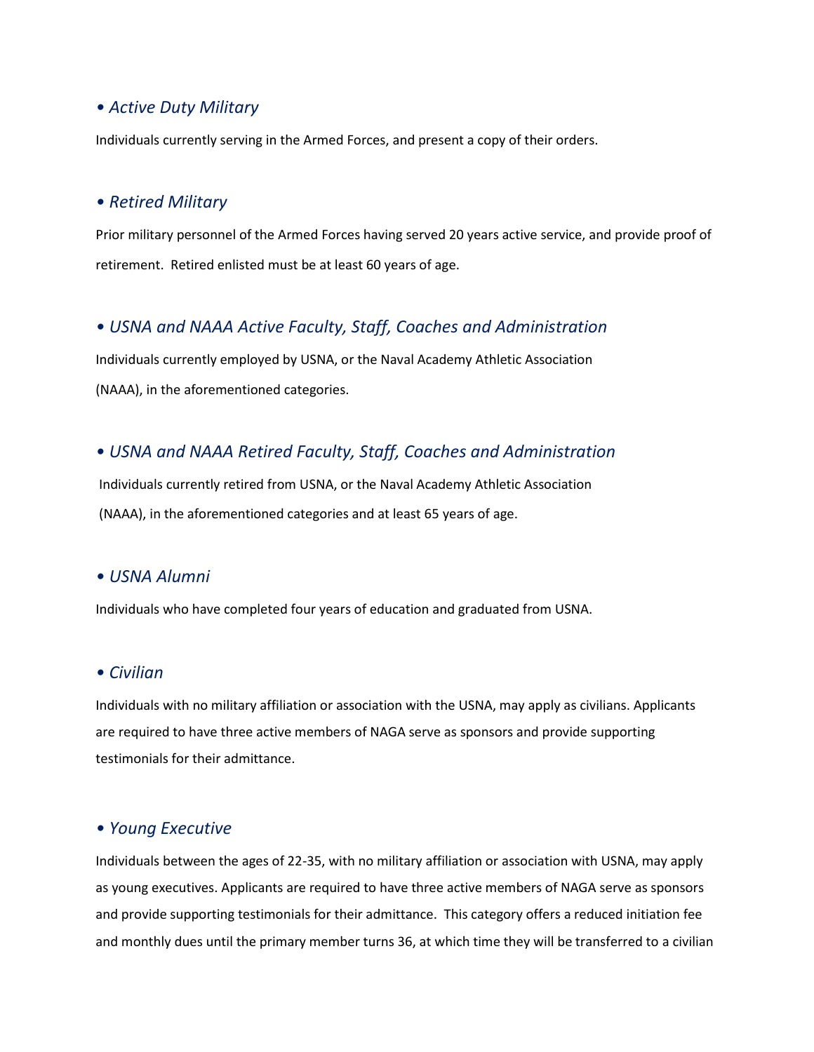### • *Active Duty Military*

Individuals currently serving in the Armed Forces, and present a copy of their orders.

### • *Retired Military*

Prior military personnel of the Armed Forces having served 20 years active service, and provide proof of retirement. Retired enlisted must be at least 60 years of age.

### • *USNA and NAAA Active Faculty, Staff, Coaches and Administration*

Individuals currently employed by USNA, or the Naval Academy Athletic Association (NAAA), in the aforementioned categories.

### • *USNA and NAAA Retired Faculty, Staff, Coaches and Administration*

Individuals currently retired from USNA, or the Naval Academy Athletic Association (NAAA), in the aforementioned categories and at least 65 years of age.

### • *USNA Alumni*

Individuals who have completed four years of education and graduated from USNA.

### • *Civilian*

Individuals with no military affiliation or association with the USNA, may apply as civilians. Applicants are required to have three active members of NAGA serve as sponsors and provide supporting testimonials for their admittance.

### • *Young Executive*

Individuals between the ages of 22-35, with no military affiliation or association with USNA, may apply as young executives. Applicants are required to have three active members of NAGA serve as sponsors and provide supporting testimonials for their admittance. This category offers a reduced initiation fee and monthly dues until the primary member turns 36, at which time they will be transferred to a civilian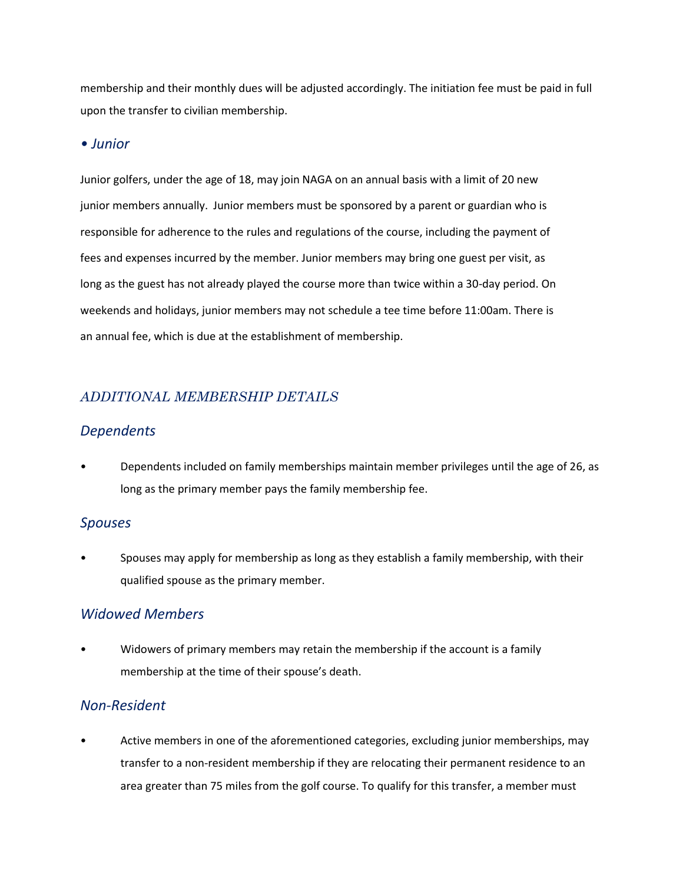membership and their monthly dues will be adjusted accordingly. The initiation fee must be paid in full upon the transfer to civilian membership.

### *• Junior*

Junior golfers, under the age of 18, may join NAGA on an annual basis with a limit of 20 new junior members annually. Junior members must be sponsored by a parent or guardian who is responsible for adherence to the rules and regulations of the course, including the payment of fees and expenses incurred by the member. Junior members may bring one guest per visit, as long as the guest has not already played the course more than twice within a 30-day period. On weekends and holidays, junior members may not schedule a tee time before 11:00am. There is an annual fee, which is due at the establishment of membership.

## *ADDITIONAL MEMBERSHIP DETAILS*

### *Dependents*

- Dependents included on family memberships maintain member privileges until the age of 26, as long as the primary member pays the family membership fee.

### *Spouses*

- Spouses may apply for membership as long as they establish a family membership, with their qualified spouse as the primary member.

### *Widowed Members*

- Widowers of primary members may retain the membership if the account is a family membership at the time of their spouse's death.

### *Non-Resident*

- Active members in one of the aforementioned categories, excluding junior memberships, may transfer to a non-resident membership if they are relocating their permanent residence to an area greater than 75 miles from the golf course. To qualify for this transfer, a member must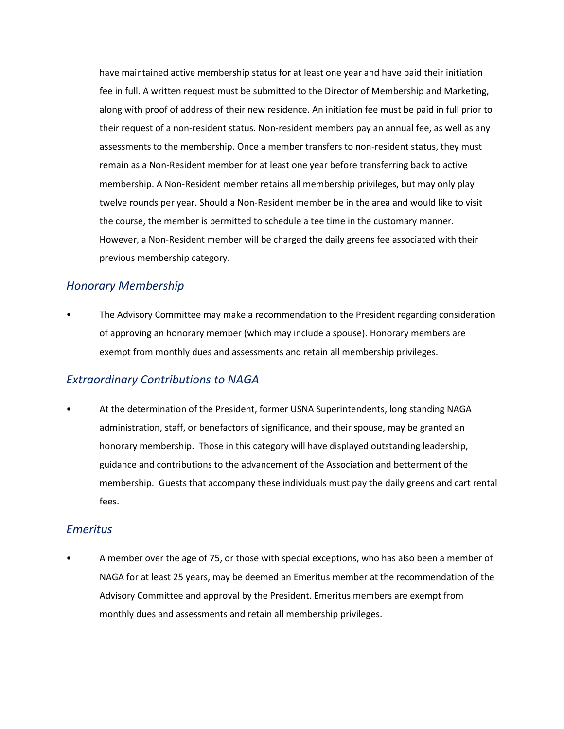have maintained active membership status for at least one year and have paid their initiation fee in full. A written request must be submitted to the Director of Membership and Marketing, along with proof of address of their new residence. An initiation fee must be paid in full prior to their request of a non-resident status. Non-resident members pay an annual fee, as well as any assessments to the membership. Once a member transfers to non-resident status, they must remain as a Non-Resident member for at least one year before transferring back to active membership. A Non-Resident member retains all membership privileges, but may only play twelve rounds per year. Should a Non-Resident member be in the area and would like to visit the course, the member is permitted to schedule a tee time in the customary manner. However, a Non-Resident member will be charged the daily greens fee associated with their previous membership category.

### *Honorary Membership*

- The Advisory Committee may make a recommendation to the President regarding consideration of approving an honorary member (which may include a spouse). Honorary members are exempt from monthly dues and assessments and retain all membership privileges.

### *Extraordinary Contributions to NAGA*

- At the determination of the President, former USNA Superintendents, long standing NAGA administration, staff, or benefactors of significance, and their spouse, may be granted an honorary membership. Those in this category will have displayed outstanding leadership, guidance and contributions to the advancement of the Association and betterment of the membership. Guests that accompany these individuals must pay the daily greens and cart rental fees.

### *Emeritus*

- A member over the age of 75, or those with special exceptions, who has also been a member of NAGA for at least 25 years, may be deemed an Emeritus member at the recommendation of the Advisory Committee and approval by the President. Emeritus members are exempt from monthly dues and assessments and retain all membership privileges.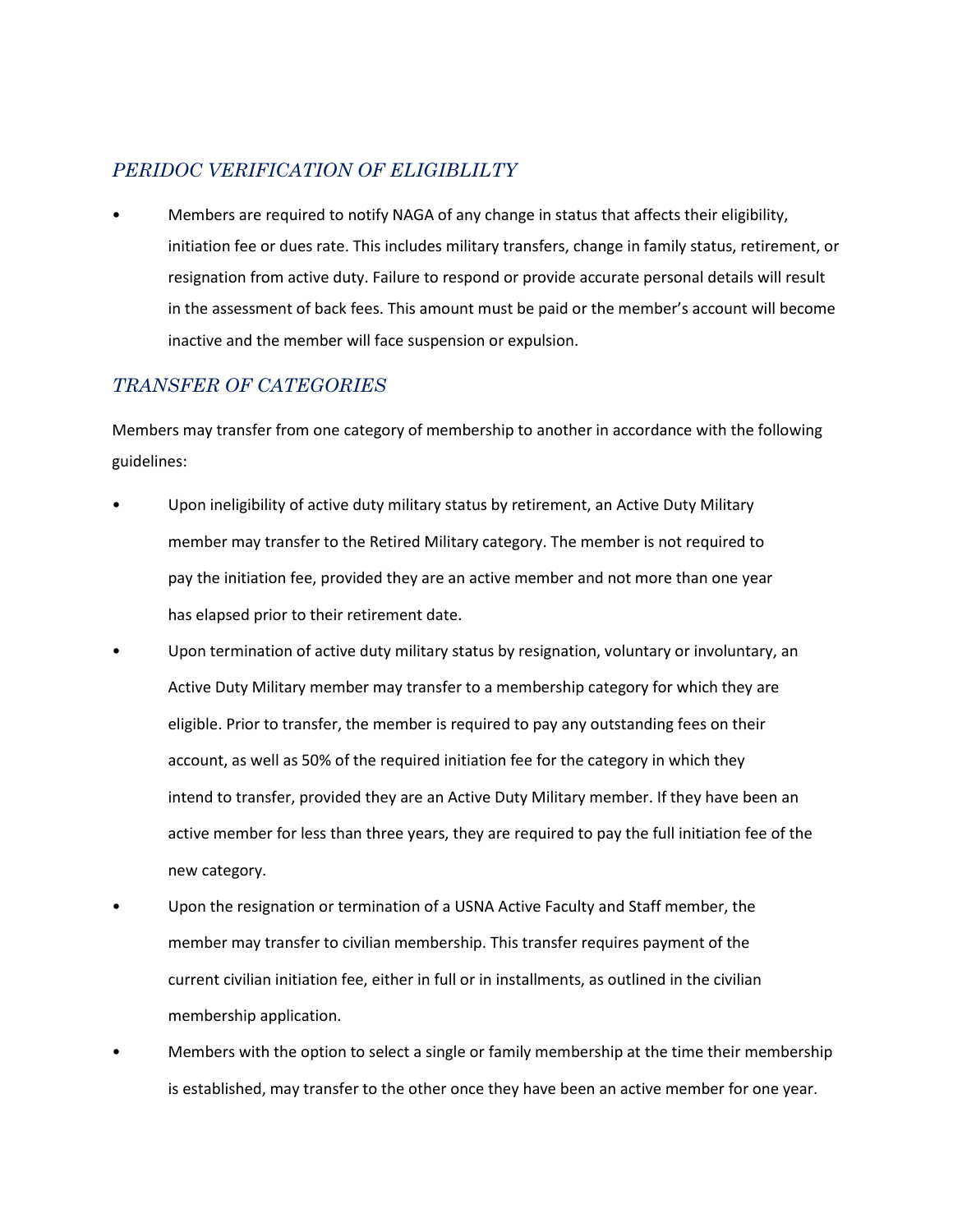## *PERIDOC VERIFICATION OF ELIGIBLILTY*

- Members are required to notify NAGA of any change in status that affects their eligibility, initiation fee or dues rate. This includes military transfers, change in family status, retirement, or resignation from active duty. Failure to respond or provide accurate personal details will result in the assessment of back fees. This amount must be paid or the member's account will become inactive and the member will face suspension or expulsion.

## *TRANSFER OF CATEGORIES*

Members may transfer from one category of membership to another in accordance with the following guidelines:

- Upon ineligibility of active duty military status by retirement, an Active Duty Military member may transfer to the Retired Military category. The member is not required to pay the initiation fee, provided they are an active member and not more than one year has elapsed prior to their retirement date.
- Upon termination of active duty military status by resignation, voluntary or involuntary, an Active Duty Military member may transfer to a membership category for which they are eligible. Prior to transfer, the member is required to pay any outstanding fees on their account, as well as 50% of the required initiation fee for the category in which they intend to transfer, provided they are an Active Duty Military member. If they have been an active member for less than three years, they are required to pay the full initiation fee of the new category.
- Upon the resignation or termination of a USNA Active Faculty and Staff member, the member may transfer to civilian membership. This transfer requires payment of the current civilian initiation fee, either in full or in installments, as outlined in the civilian membership application.
- Members with the option to select a single or family membership at the time their membership is established, may transfer to the other once they have been an active member for one year.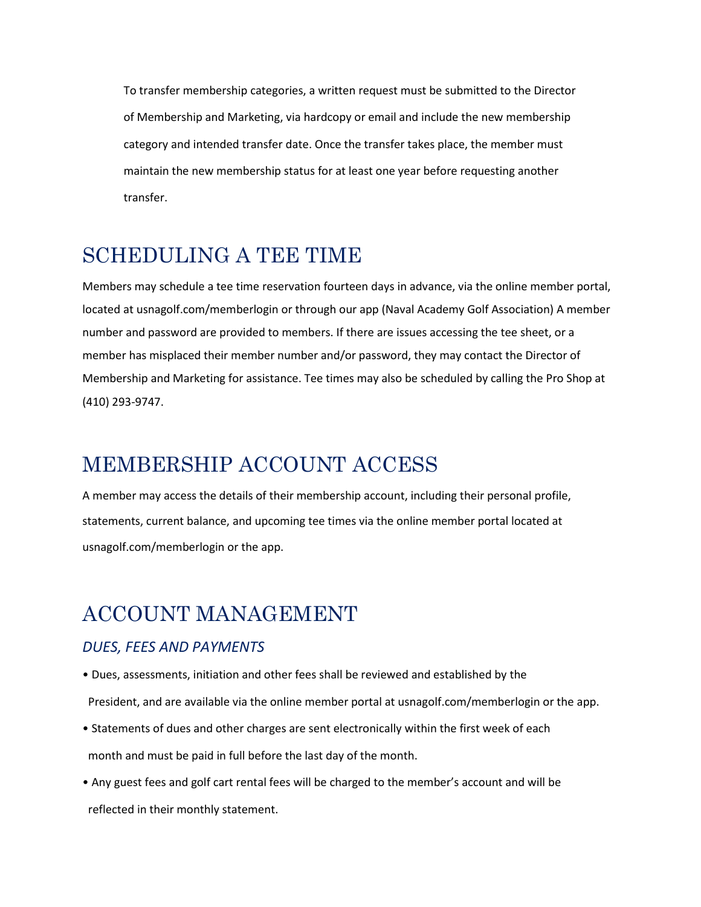To transfer membership categories, a written request must be submitted to the Director of Membership and Marketing, via hardcopy or email and include the new membership category and intended transfer date. Once the transfer takes place, the member must maintain the new membership status for at least one year before requesting another transfer.

# SCHEDULING A TEE TIME

Members may schedule a tee time reservation fourteen days in advance, via the online member portal, located at usnagolf.com/memberlogin or through our app (Naval Academy Golf Association) A member number and password are provided to members. If there are issues accessing the tee sheet, or a member has misplaced their member number and/or password, they may contact the Director of Membership and Marketing for assistance. Tee times may also be scheduled by calling the Pro Shop at (410) 293-9747.

# MEMBERSHIP ACCOUNT ACCESS

A member may access the details of their membership account, including their personal profile, statements, current balance, and upcoming tee times via the online member portal located at usnagolf.com/memberlogin or the app.

# ACCOUNT MANAGEMENT

## *DUES, FEES AND PAYMENTS*

- Dues, assessments, initiation and other fees shall be reviewed and established by the President, and are available via the online member portal at usnagolf.com/memberlogin or the app.
- Statements of dues and other charges are sent electronically within the first week of each month and must be paid in full before the last day of the month.
- Any guest fees and golf cart rental fees will be charged to the member's account and will be reflected in their monthly statement.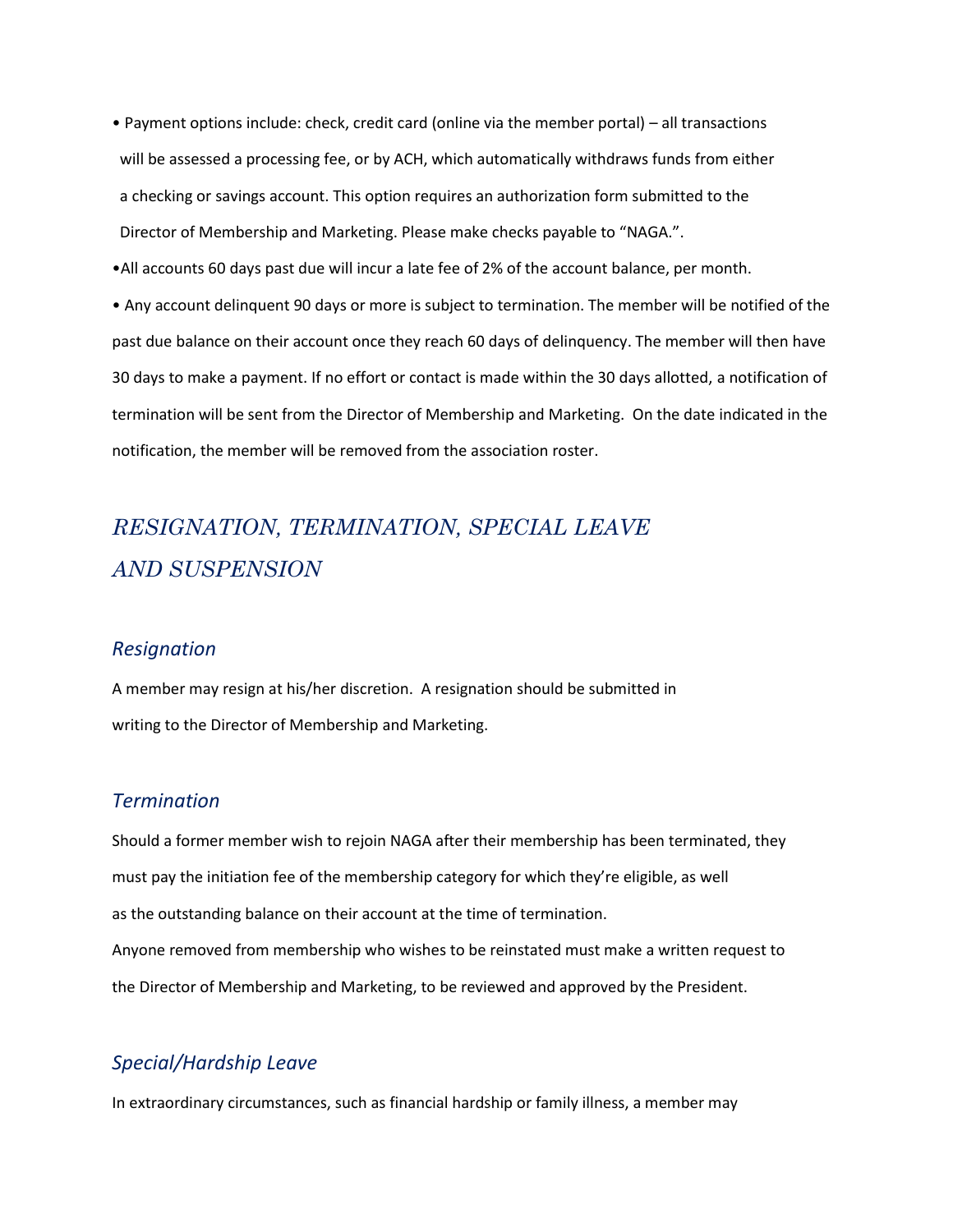- Payment options include: check, credit card (online via the member portal) – all transactions will be assessed a processing fee, or by ACH, which automatically withdraws funds from either a checking or savings account. This option requires an authorization form submitted to the Director of Membership and Marketing. Please make checks payable to "NAGA.".
- All accounts 60 days past due will incur a late fee of 2% of the account balance, per month.
- Any account delinquent 90 days or more is subject to termination. The member will be notified of the past due balance on their account once they reach 60 days of delinquency. The member will then have 30 days to make a payment. If no effort or contact is made within the 30 days allotted, a notification of termination will be sent from the Director of Membership and Marketing. On the date indicated in the notification, the member will be removed from the association roster.

## *RESIGNATION, TERMINATION, SPECIAL LEAVE AND SUSPENSION*

### *Resignation*

A member may resign at his/her discretion. A resignation should be submitted in writing to the Director of Membership and Marketing.

### *Termination*

Should a former member wish to rejoin NAGA after their membership has been terminated, they must pay the initiation fee of the membership category for which they're eligible, as well as the outstanding balance on their account at the time of termination.

Anyone removed from membership who wishes to be reinstated must make a written request to the Director of Membership and Marketing, to be reviewed and approved by the President.

### *Special/Hardship Leave*

In extraordinary circumstances, such as financial hardship or family illness, a member may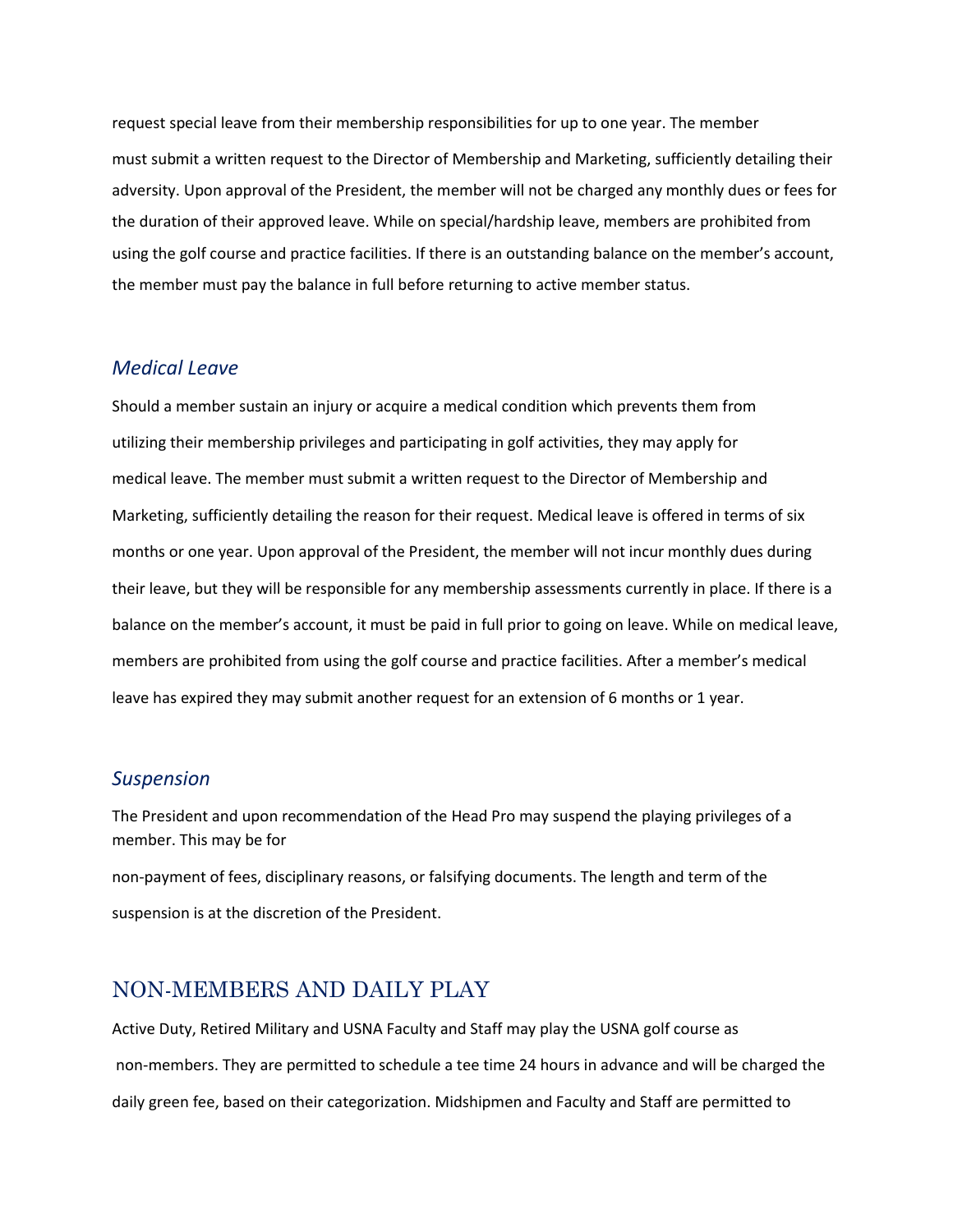request special leave from their membership responsibilities for up to one year. The member must submit a written request to the Director of Membership and Marketing, sufficiently detailing their adversity. Upon approval of the President, the member will not be charged any monthly dues or fees for the duration of their approved leave. While on special/hardship leave, members are prohibited from using the golf course and practice facilities. If there is an outstanding balance on the member's account, the member must pay the balance in full before returning to active member status.

### *Medical Leave*

Should a member sustain an injury or acquire a medical condition which prevents them from utilizing their membership privileges and participating in golf activities, they may apply for medical leave. The member must submit a written request to the Director of Membership and Marketing, sufficiently detailing the reason for their request. Medical leave is offered in terms of six months or one year. Upon approval of the President, the member will not incur monthly dues during their leave, but they will be responsible for any membership assessments currently in place. If there is a balance on the member's account, it must be paid in full prior to going on leave. While on medical leave, members are prohibited from using the golf course and practice facilities. After a member's medical leave has expired they may submit another request for an extension of 6 months or 1 year.

### *Suspension*

The President and upon recommendation of the Head Pro may suspend the playing privileges of a member. This may be for non-payment of fees, disciplinary reasons, or falsifying documents. The length and term of the suspension is at the discretion of the President.

## NON-MEMBERS AND DAILY PLAY

Active Duty, Retired Military and USNA Faculty and Staff may play the USNA golf course as non-members. They are permitted to schedule a tee time 24 hours in advance and will be charged the daily green fee, based on their categorization. Midshipmen and Faculty and Staff are permitted to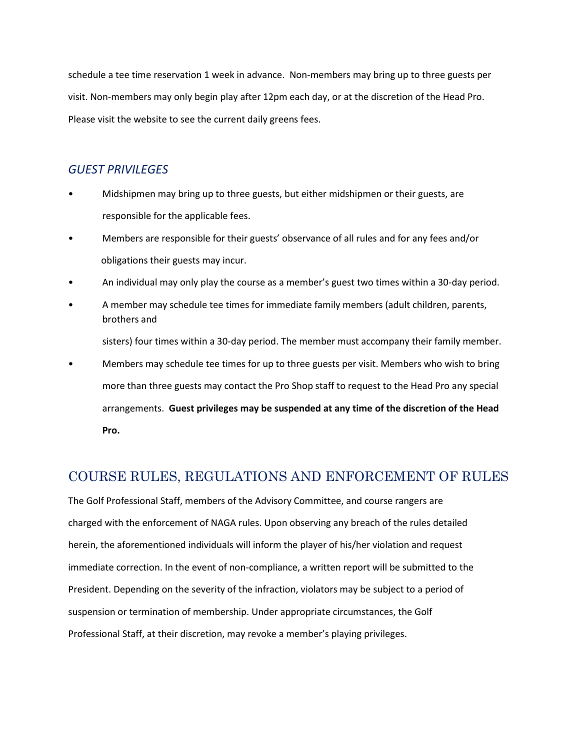schedule a tee time reservation 1 week in advance. Non-members may bring up to three guests per visit. Non-members may only begin play after 12pm each day, or at the discretion of the Head Pro. Please visit the website to see the current daily greens fees.

### *GUEST PRIVILEGES*

- Midshipmen may bring up to three guests, but either midshipmen or their guests, are responsible for the applicable fees.
- Members are responsible for their guests' observance of all rules and for any fees and/or obligations their guests may incur.
- An individual may only play the course as a member's guest two times within a 30-day period.
- A member may schedule tee times for immediate family members (adult children, parents, brothers and sisters) four times within a 30-day period. The member must accompany their family member.
- Members may schedule tee times for up to three guests per visit. Members who wish to bring more than three guests may contact the Pro Shop staff to request to the Head Pro any special arrangements. **Guest privileges may be suspended at any time of the discretion of the Head Pro.**

## COURSE RULES, REGULATIONS AND ENFORCEMENT OF RULES

The Golf Professional Staff, members of the Advisory Committee, and course rangers are charged with the enforcement of NAGA rules. Upon observing any breach of the rules detailed herein, the aforementioned individuals will inform the player of his/her violation and request immediate correction. In the event of non-compliance, a written report will be submitted to the President. Depending on the severity of the infraction, violators may be subject to a period of suspension or termination of membership. Under appropriate circumstances, the Golf Professional Staff, at their discretion, may revoke a member's playing privileges.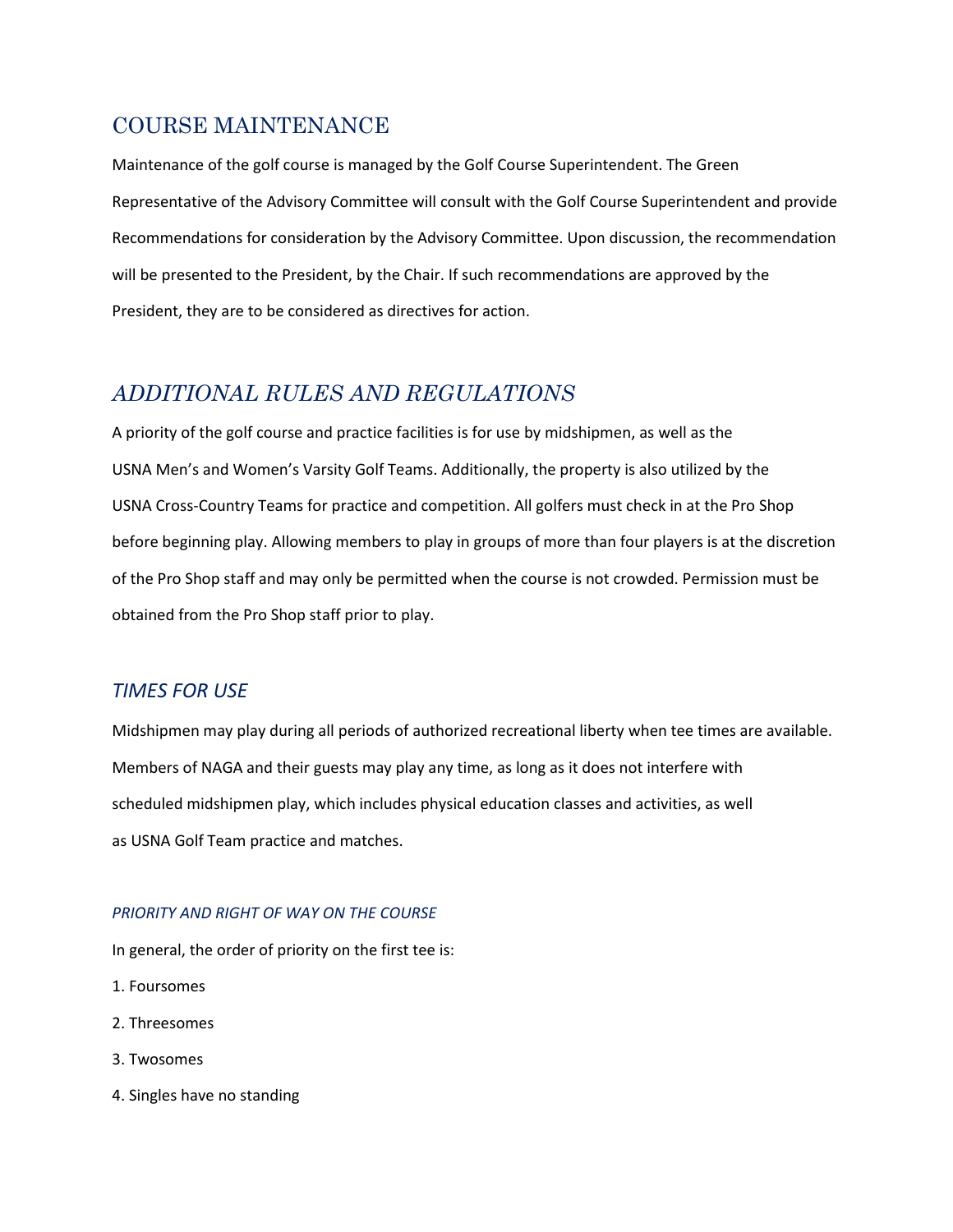## COURSE MAINTENANCE

Maintenance of the golf course is managed by the Golf Course Superintendent. The Green Representative of the Advisory Committee will consult with the Golf Course Superintendent and provide Recommendations for consideration by the Advisory Committee. Upon discussion, the recommendation will be presented to the President, by the Chair. If such recommendations are approved by the President, they are to be considered as directives for action.

## *ADDITIONAL RULES AND REGULATIONS*

A priority of the golf course and practice facilities is for use by midshipmen, as well as the USNA Men's and Women's Varsity Golf Teams. Additionally, the property is also utilized by the USNA Cross-Country Teams for practice and competition. All golfers must check in at the Pro Shop before beginning play. Allowing members to play in groups of more than four players is at the discretion of the Pro Shop staff and may only be permitted when the course is not crowded. Permission must be obtained from the Pro Shop staff prior to play.

### *TIMES FOR USE*

Midshipmen may play during all periods of authorized recreational liberty when tee times are available. Members of NAGA and their guests may play any time, as long as it does not interfere with scheduled midshipmen play, which includes physical education classes and activities, as well as USNA Golf Team practice and matches.

#### *PRIORITY AND RIGHT OF WAY ON THE COURSE*

In general, the order of priority on the first tee is:

1. Foursomes
2. Threesomes
3. Twosomes
4. Singles have no standing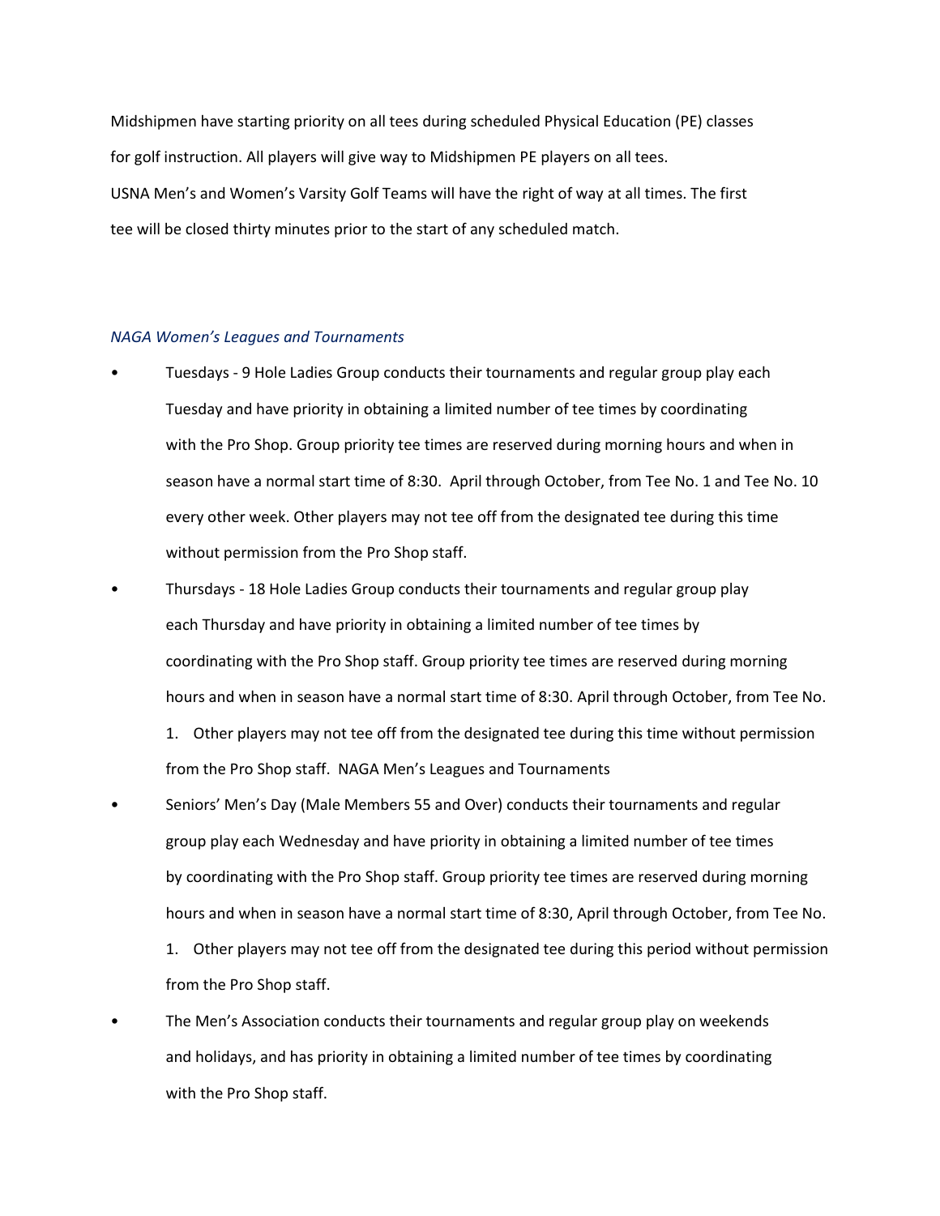Midshipmen have starting priority on all tees during scheduled Physical Education (PE) classes for golf instruction. All players will give way to Midshipmen PE players on all tees.
USNA Men's and Women's Varsity Golf Teams will have the right of way at all times. The first tee will be closed thirty minutes prior to the start of any scheduled match.

*NAGA Women's Leagues and Tournaments*

- Tuesdays - 9 Hole Ladies Group conducts their tournaments and regular group play each Tuesday and have priority in obtaining a limited number of tee times by coordinating with the Pro Shop. Group priority tee times are reserved during morning hours and when in season have a normal start time of 8:30. April through October, from Tee No. 1 and Tee No. 10 every other week. Other players may not tee off from the designated tee during this time without permission from the Pro Shop staff.
- Thursdays - 18 Hole Ladies Group conducts their tournaments and regular group play each Thursday and have priority in obtaining a limited number of tee times by coordinating with the Pro Shop staff. Group priority tee times are reserved during morning hours and when in season have a normal start time of 8:30. April through October, from Tee No. 1. Other players may not tee off from the designated tee during this time without permission from the Pro Shop staff. NAGA Men's Leagues and Tournaments
- Seniors' Men's Day (Male Members 55 and Over) conducts their tournaments and regular group play each Wednesday and have priority in obtaining a limited number of tee times by coordinating with the Pro Shop staff. Group priority tee times are reserved during morning hours and when in season have a normal start time of 8:30, April through October, from Tee No. 1. Other players may not tee off from the designated tee during this period without permission from the Pro Shop staff.
- The Men's Association conducts their tournaments and regular group play on weekends and holidays, and has priority in obtaining a limited number of tee times by coordinating with the Pro Shop staff.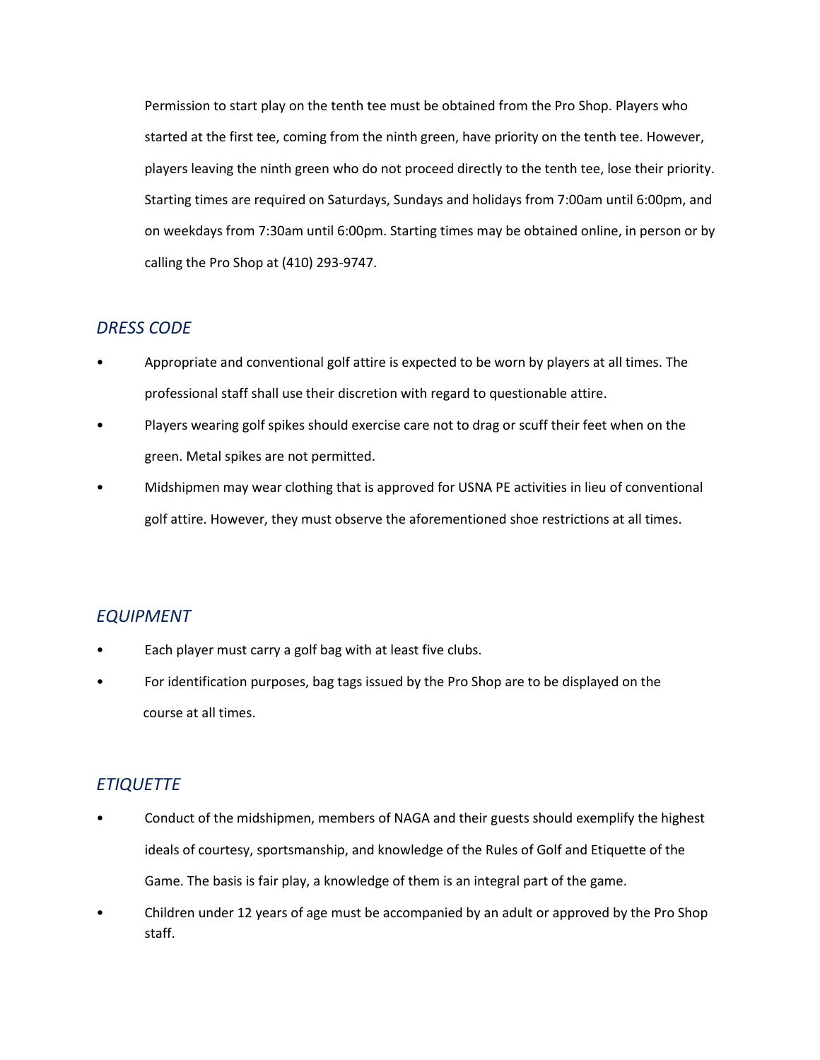Permission to start play on the tenth tee must be obtained from the Pro Shop. Players who started at the first tee, coming from the ninth green, have priority on the tenth tee. However, players leaving the ninth green who do not proceed directly to the tenth tee, lose their priority. Starting times are required on Saturdays, Sundays and holidays from 7:00am until 6:00pm, and on weekdays from 7:30am until 6:00pm. Starting times may be obtained online, in person or by calling the Pro Shop at (410) 293-9747.

## *DRESS CODE*

- Appropriate and conventional golf attire is expected to be worn by players at all times. The professional staff shall use their discretion with regard to questionable attire.
- Players wearing golf spikes should exercise care not to drag or scuff their feet when on the green. Metal spikes are not permitted.
- Midshipmen may wear clothing that is approved for USNA PE activities in lieu of conventional golf attire. However, they must observe the aforementioned shoe restrictions at all times.

## *EQUIPMENT*

- Each player must carry a golf bag with at least five clubs.
- For identification purposes, bag tags issued by the Pro Shop are to be displayed on the course at all times.

## *ETIQUETTE*

- Conduct of the midshipmen, members of NAGA and their guests should exemplify the highest ideals of courtesy, sportsmanship, and knowledge of the Rules of Golf and Etiquette of the Game. The basis is fair play, a knowledge of them is an integral part of the game.
- Children under 12 years of age must be accompanied by an adult or approved by the Pro Shop staff.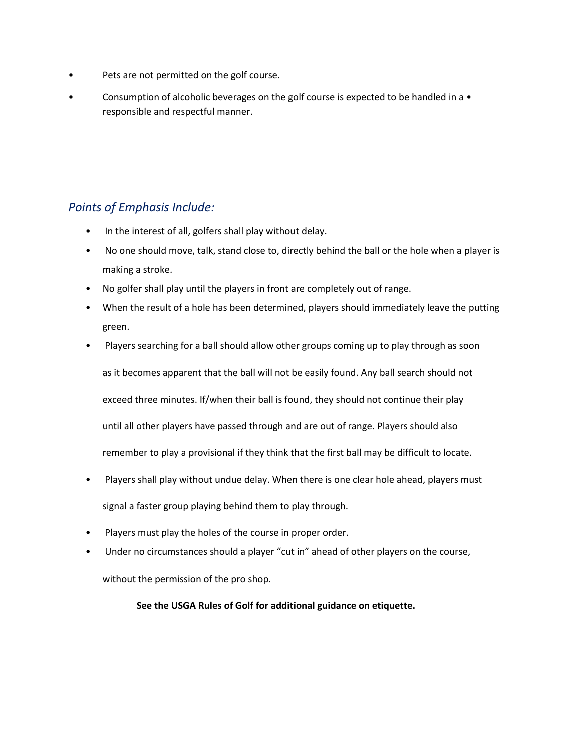- Pets are not permitted on the golf course.
- Consumption of alcoholic beverages on the golf course is expected to be handled in a • responsible and respectful manner.

### *Points of Emphasis Include:*

- In the interest of all, golfers shall play without delay.
- No one should move, talk, stand close to, directly behind the ball or the hole when a player is making a stroke.
- No golfer shall play until the players in front are completely out of range.
- When the result of a hole has been determined, players should immediately leave the putting green.
- Players searching for a ball should allow other groups coming up to play through as soon as it becomes apparent that the ball will not be easily found. Any ball search should not exceed three minutes. If/when their ball is found, they should not continue their play until all other players have passed through and are out of range. Players should also remember to play a provisional if they think that the first ball may be difficult to locate.
- Players shall play without undue delay. When there is one clear hole ahead, players must signal a faster group playing behind them to play through.
- Players must play the holes of the course in proper order.
- Under no circumstances should a player “cut in” ahead of other players on the course, without the permission of the pro shop.

**See the USGA Rules of Golf for additional guidance on etiquette.**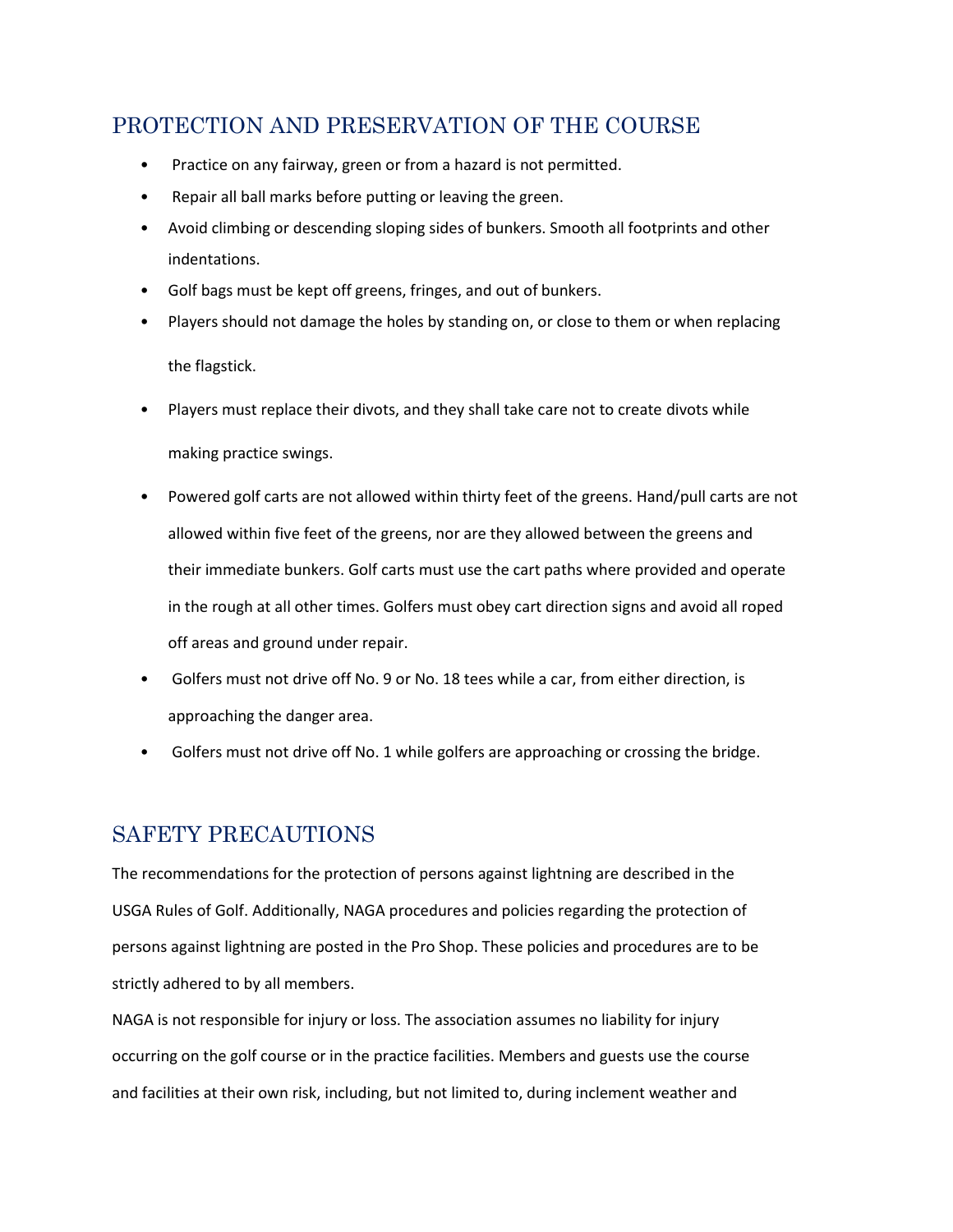## PROTECTION AND PRESERVATION OF THE COURSE

- Practice on any fairway, green or from a hazard is not permitted.
- Repair all ball marks before putting or leaving the green.
- Avoid climbing or descending sloping sides of bunkers. Smooth all footprints and other indentations.
- Golf bags must be kept off greens, fringes, and out of bunkers.
- Players should not damage the holes by standing on, or close to them or when replacing the flagstick.
- Players must replace their divots, and they shall take care not to create divots while making practice swings.
- Powered golf carts are not allowed within thirty feet of the greens. Hand/pull carts are not allowed within five feet of the greens, nor are they allowed between the greens and their immediate bunkers. Golf carts must use the cart paths where provided and operate in the rough at all other times. Golfers must obey cart direction signs and avoid all roped off areas and ground under repair.
- Golfers must not drive off No. 9 or No. 18 tees while a car, from either direction, is approaching the danger area.
- Golfers must not drive off No. 1 while golfers are approaching or crossing the bridge.

## SAFETY PRECAUTIONS

The recommendations for the protection of persons against lightning are described in the USGA Rules of Golf. Additionally, NAGA procedures and policies regarding the protection of persons against lightning are posted in the Pro Shop. These policies and procedures are to be strictly adhered to by all members.

NAGA is not responsible for injury or loss. The association assumes no liability for injury occurring on the golf course or in the practice facilities. Members and guests use the course and facilities at their own risk, including, but not limited to, during inclement weather and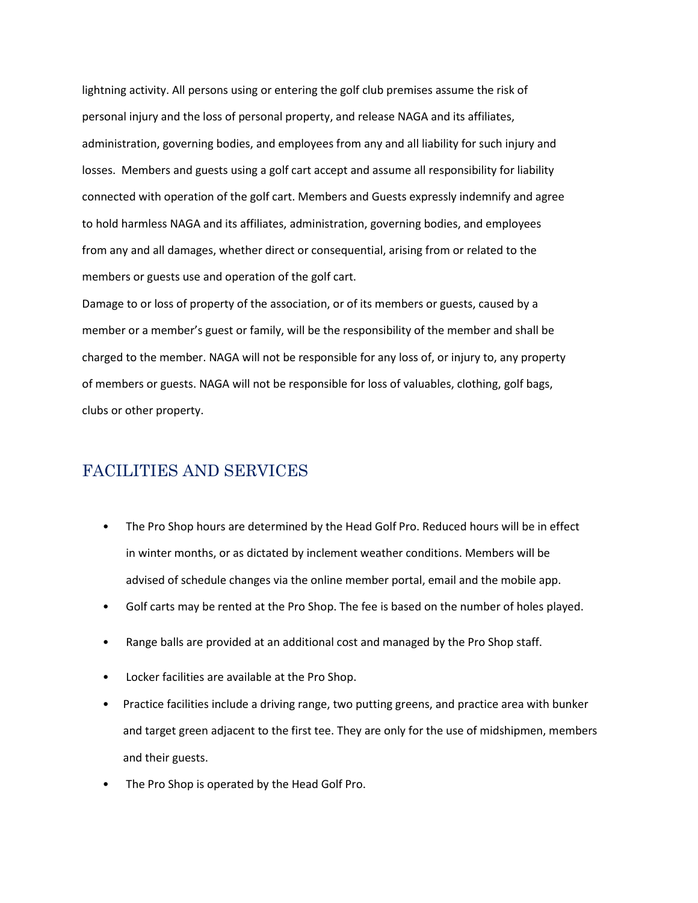lightning activity. All persons using or entering the golf club premises assume the risk of personal injury and the loss of personal property, and release NAGA and its affiliates, administration, governing bodies, and employees from any and all liability for such injury and losses. Members and guests using a golf cart accept and assume all responsibility for liability connected with operation of the golf cart. Members and Guests expressly indemnify and agree to hold harmless NAGA and its affiliates, administration, governing bodies, and employees from any and all damages, whether direct or consequential, arising from or related to the members or guests use and operation of the golf cart.

Damage to or loss of property of the association, or of its members or guests, caused by a member or a member's guest or family, will be the responsibility of the member and shall be charged to the member. NAGA will not be responsible for any loss of, or injury to, any property of members or guests. NAGA will not be responsible for loss of valuables, clothing, golf bags, clubs or other property.

## FACILITIES AND SERVICES

- The Pro Shop hours are determined by the Head Golf Pro. Reduced hours will be in effect in winter months, or as dictated by inclement weather conditions. Members will be advised of schedule changes via the online member portal, email and the mobile app.
- Golf carts may be rented at the Pro Shop. The fee is based on the number of holes played.
- Range balls are provided at an additional cost and managed by the Pro Shop staff.
- Locker facilities are available at the Pro Shop.
- Practice facilities include a driving range, two putting greens, and practice area with bunker and target green adjacent to the first tee. They are only for the use of midshipmen, members and their guests.
- The Pro Shop is operated by the Head Golf Pro.